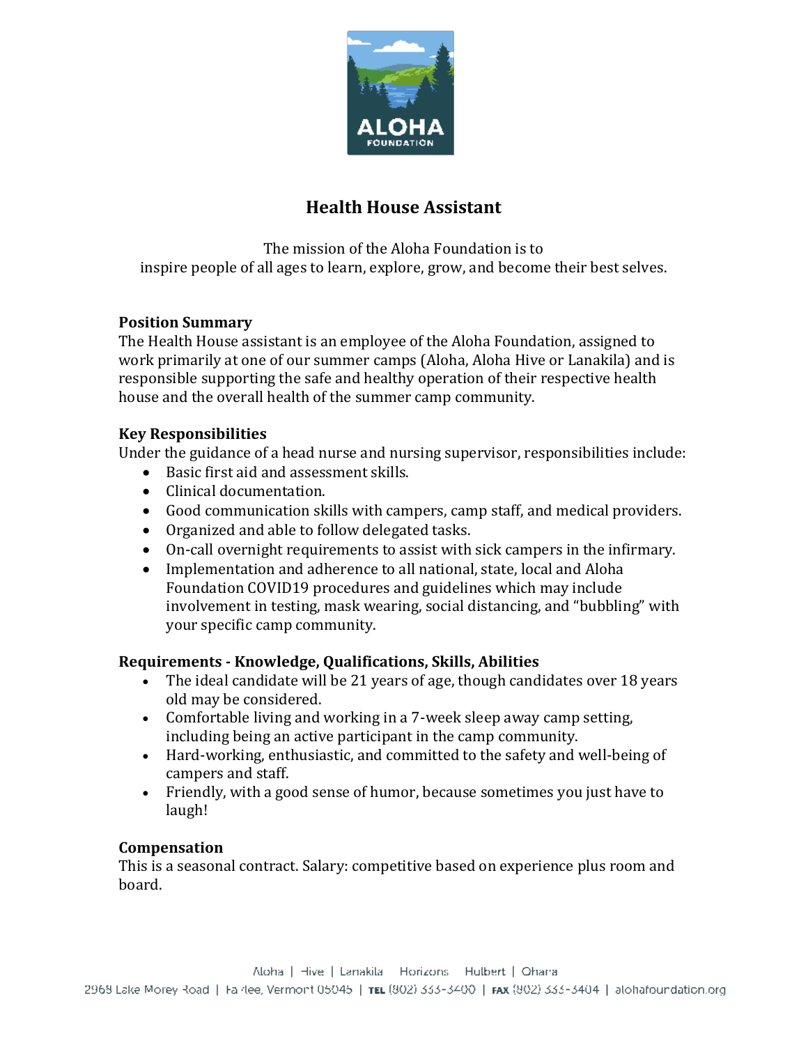# Health House Assistant

The mission of the Aloha Foundation is to
inspire people of all ages to learn, explore, grow, and become their best selves.

**Position Summary**

The Health House assistant is an employee of the Aloha Foundation, assigned to work primarily at one of our summer camps (Aloha, Aloha Hive or Lanakila) and is responsible supporting the safe and healthy operation of their respective health house and the overall health of the summer camp community.

**Key Responsibilities**

Under the guidance of a head nurse and nursing supervisor, responsibilities include:

- Basic first aid and assessment skills.
- Clinical documentation.
- Good communication skills with campers, camp staff, and medical providers.
- Organized and able to follow delegated tasks.
- On-call overnight requirements to assist with sick campers in the infirmary.
- Implementation and adherence to all national, state, local and Aloha Foundation COVID19 procedures and guidelines which may include involvement in testing, mask wearing, social distancing, and "bubbling" with your specific camp community.

**Requirements - Knowledge, Qualifications, Skills, Abilities**

- The ideal candidate will be 21 years of age, though candidates over 18 years old may be considered.
- Comfortable living and working in a 7-week sleep away camp setting, including being an active participant in the camp community.
- Hard-working, enthusiastic, and committed to the safety and well-being of campers and staff.
- Friendly, with a good sense of humor, because sometimes you just have to laugh!

**Compensation**

This is a seasonal contract. Salary: competitive based on experience plus room and board.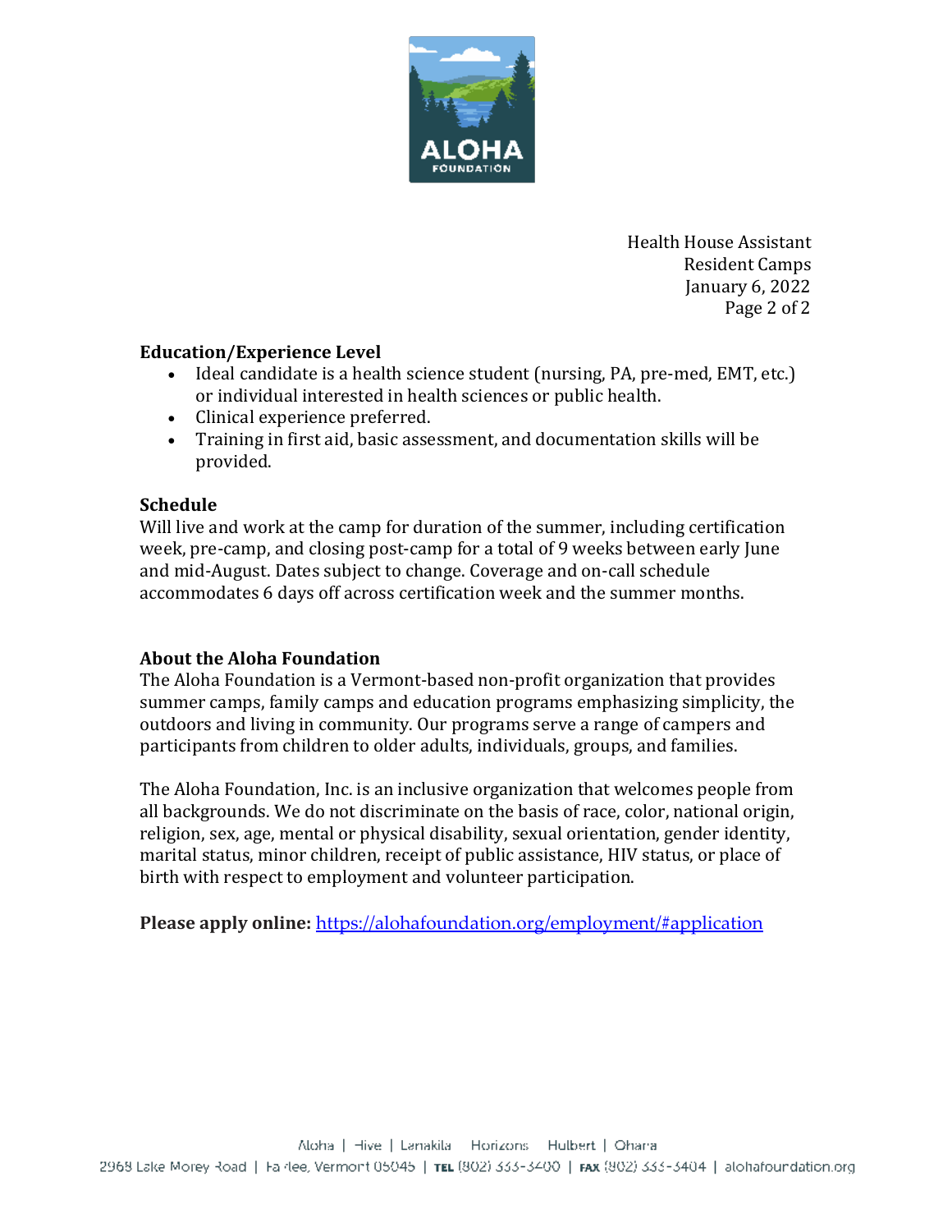## Education/Experience Level

- Ideal candidate is a health science student (nursing, PA, pre-med, EMT, etc.) or individual interested in health sciences or public health.
- Clinical experience preferred.
- Training in first aid, basic assessment, and documentation skills will be provided.

## Schedule

Will live and work at the camp for duration of the summer, including certification week, pre-camp, and closing post-camp for a total of 9 weeks between early June and mid-August. Dates subject to change. Coverage and on-call schedule accommodates 6 days off across certification week and the summer months.

## About the Aloha Foundation

The Aloha Foundation is a Vermont-based non-profit organization that provides summer camps, family camps and education programs emphasizing simplicity, the outdoors and living in community. Our programs serve a range of campers and participants from children to older adults, individuals, groups, and families.

The Aloha Foundation, Inc. is an inclusive organization that welcomes people from all backgrounds. We do not discriminate on the basis of race, color, national origin, religion, sex, age, mental or physical disability, sexual orientation, gender identity, marital status, minor children, receipt of public assistance, HIV status, or place of birth with respect to employment and volunteer participation.

**Please apply online:** https://alohafoundation.org/employment/#application